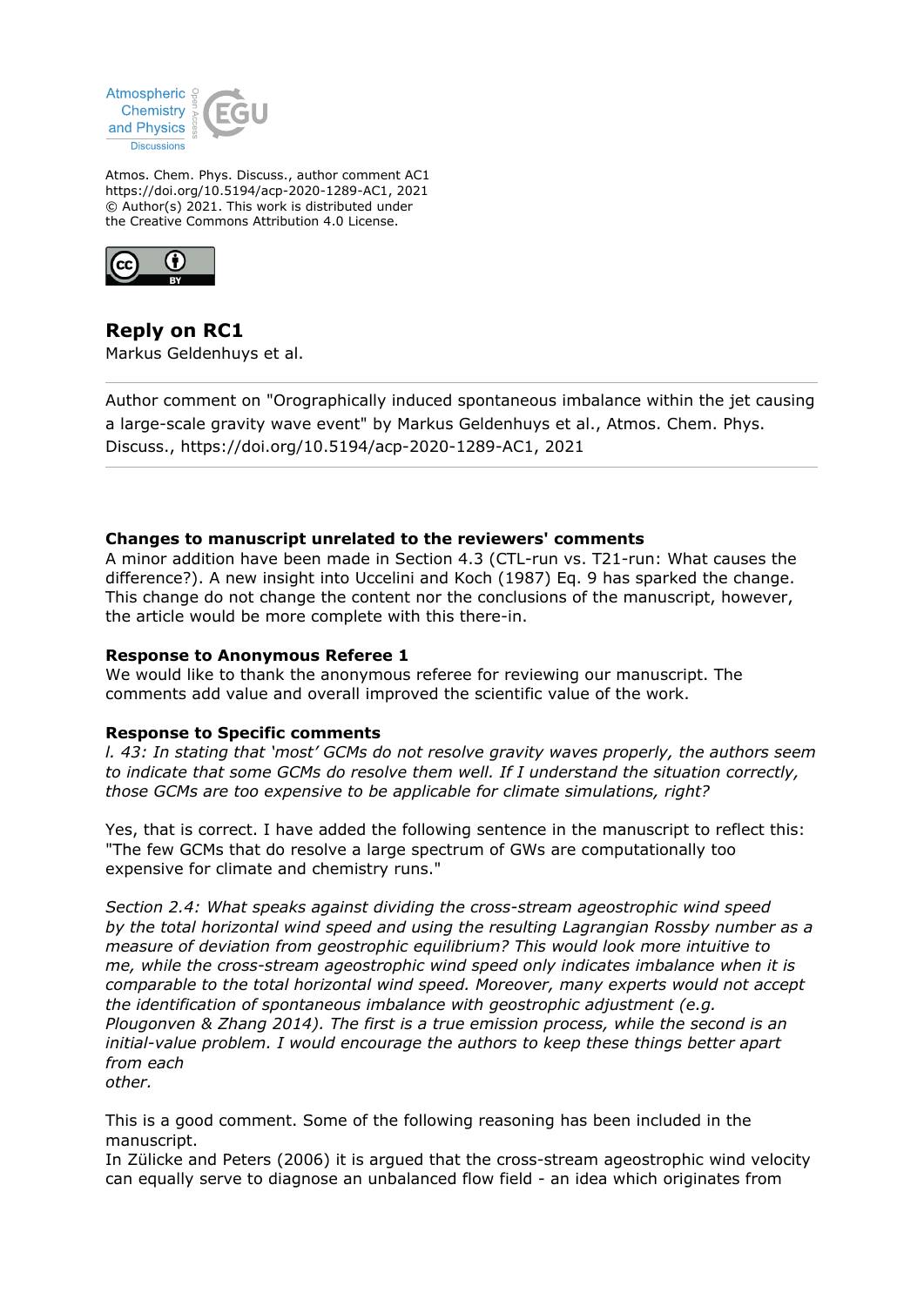Atmospheric Chemistry and Physics

Discussions

Atmos. Chem. Phys. Discuss., author comment AC1
https://doi.org/10.5194/acp-2020-1289-AC1, 2021
© Author(s) 2021. This work is distributed under the Creative Commons Attribution 4.0 License.

## Reply on RC1

Markus Geldenhuys et al.

---

Author comment on "Orographically induced spontaneous imbalance within the jet causing a large-scale gravity wave event" by Markus Geldenhuys et al., Atmos. Chem. Phys. Discuss., https://doi.org/10.5194/acp-2020-1289-AC1, 2021

---

**Changes to manuscript unrelated to the reviewers' comments**

A minor addition have been made in Section 4.3 (CTL-run vs. T21-run: What causes the difference?). A new insight into Uccelini and Koch (1987) Eq. 9 has sparked the change. This change do not change the content nor the conclusions of the manuscript, however, the article would be more complete with this there-in.

**Response to Anonymous Referee 1**

We would like to thank the anonymous referee for reviewing our manuscript. The comments add value and overall improved the scientific value of the work.

**Response to Specific comments**

*l. 43: In stating that 'most' GCMs do not resolve gravity waves properly, the authors seem to indicate that some GCMs do resolve them well. If I understand the situation correctly, those GCMs are too expensive to be applicable for climate simulations, right?*

Yes, that is correct. I have added the following sentence in the manuscript to reflect this: "The few GCMs that do resolve a large spectrum of GWs are computationally too expensive for climate and chemistry runs."

*Section 2.4: What speaks against dividing the cross-stream ageostrophic wind speed by the total horizontal wind speed and using the resulting Lagrangian Rossby number as a measure of deviation from geostrophic equilibrium? This would look more intuitive to me, while the cross-stream ageostrophic wind speed only indicates imbalance when it is comparable to the total horizontal wind speed. Moreover, many experts would not accept the identification of spontaneous imbalance with geostrophic adjustment (e.g. Plougonven & Zhang 2014). The first is a true emission process, while the second is an initial-value problem. I would encourage the authors to keep these things better apart from each other.*

This is a good comment. Some of the following reasoning has been included in the manuscript.

In Zülicke and Peters (2006) it is argued that the cross-stream ageostrophic wind velocity can equally serve to diagnose an unbalanced flow field - an idea which originates from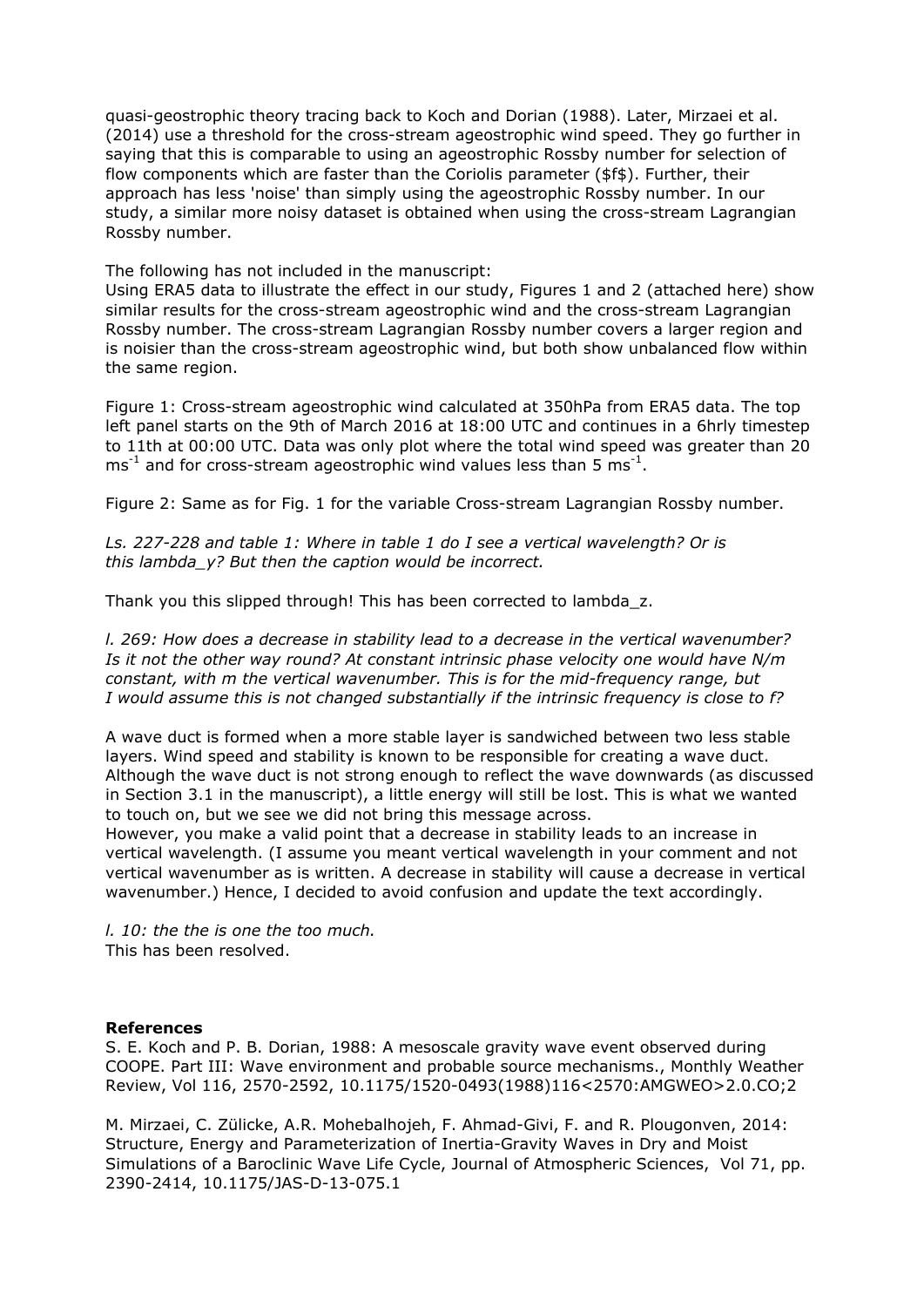quasi-geostrophic theory tracing back to Koch and Dorian (1988). Later, Mirzaei et al. (2014) use a threshold for the cross-stream ageostrophic wind speed. They go further in saying that this is comparable to using an ageostrophic Rossby number for selection of flow components which are faster than the Coriolis parameter ($f$). Further, their approach has less 'noise' than simply using the ageostrophic Rossby number. In our study, a similar more noisy dataset is obtained when using the cross-stream Lagrangian Rossby number.

The following has not included in the manuscript:
Using ERA5 data to illustrate the effect in our study, Figures 1 and 2 (attached here) show similar results for the cross-stream ageostrophic wind and the cross-stream Lagrangian Rossby number. The cross-stream Lagrangian Rossby number covers a larger region and is noisier than the cross-stream ageostrophic wind, but both show unbalanced flow within the same region.

Figure 1: Cross-stream ageostrophic wind calculated at 350hPa from ERA5 data. The top left panel starts on the 9th of March 2016 at 18:00 UTC and continues in a 6hrly timestep to 11th at 00:00 UTC. Data was only plot where the total wind speed was greater than 20 $ms^{-1}$ and for cross-stream ageostrophic wind values less than 5 $ms^{-1}$.

Figure 2: Same as for Fig. 1 for the variable Cross-stream Lagrangian Rossby number.

*Ls. 227-228 and table 1: Where in table 1 do I see a vertical wavelength? Or is this lambda_y? But then the caption would be incorrect.*

Thank you this slipped through! This has been corrected to lambda_z.

*l. 269: How does a decrease in stability lead to a decrease in the vertical wavenumber? Is it not the other way round? At constant intrinsic phase velocity one would have N/m constant, with m the vertical wavenumber. This is for the mid-frequency range, but I would assume this is not changed substantially if the intrinsic frequency is close to f?*

A wave duct is formed when a more stable layer is sandwiched between two less stable layers. Wind speed and stability is known to be responsible for creating a wave duct. Although the wave duct is not strong enough to reflect the wave downwards (as discussed in Section 3.1 in the manuscript), a little energy will still be lost. This is what we wanted to touch on, but we see we did not bring this message across.
However, you make a valid point that a decrease in stability leads to an increase in vertical wavelength. (I assume you meant vertical wavelength in your comment and not vertical wavenumber as is written. A decrease in stability will cause a decrease in vertical wavenumber.) Hence, I decided to avoid confusion and update the text accordingly.

*l. 10: the the is one the too much.*
This has been resolved.

**References**

S. E. Koch and P. B. Dorian, 1988: A mesoscale gravity wave event observed during COOPE. Part III: Wave environment and probable source mechanisms., Monthly Weather Review, Vol 116, 2570-2592, 10.1175/1520-0493(1988)116<2570:AMGWEO>2.0.CO;2

M. Mirzaei, C. Zülicke, A.R. Mohebalhojeh, F. Ahmad-Givi, F. and R. Plougonven, 2014: Structure, Energy and Parameterization of Inertia-Gravity Waves in Dry and Moist Simulations of a Baroclinic Wave Life Cycle, Journal of Atmospheric Sciences, Vol 71, pp. 2390-2414, 10.1175/JAS-D-13-075.1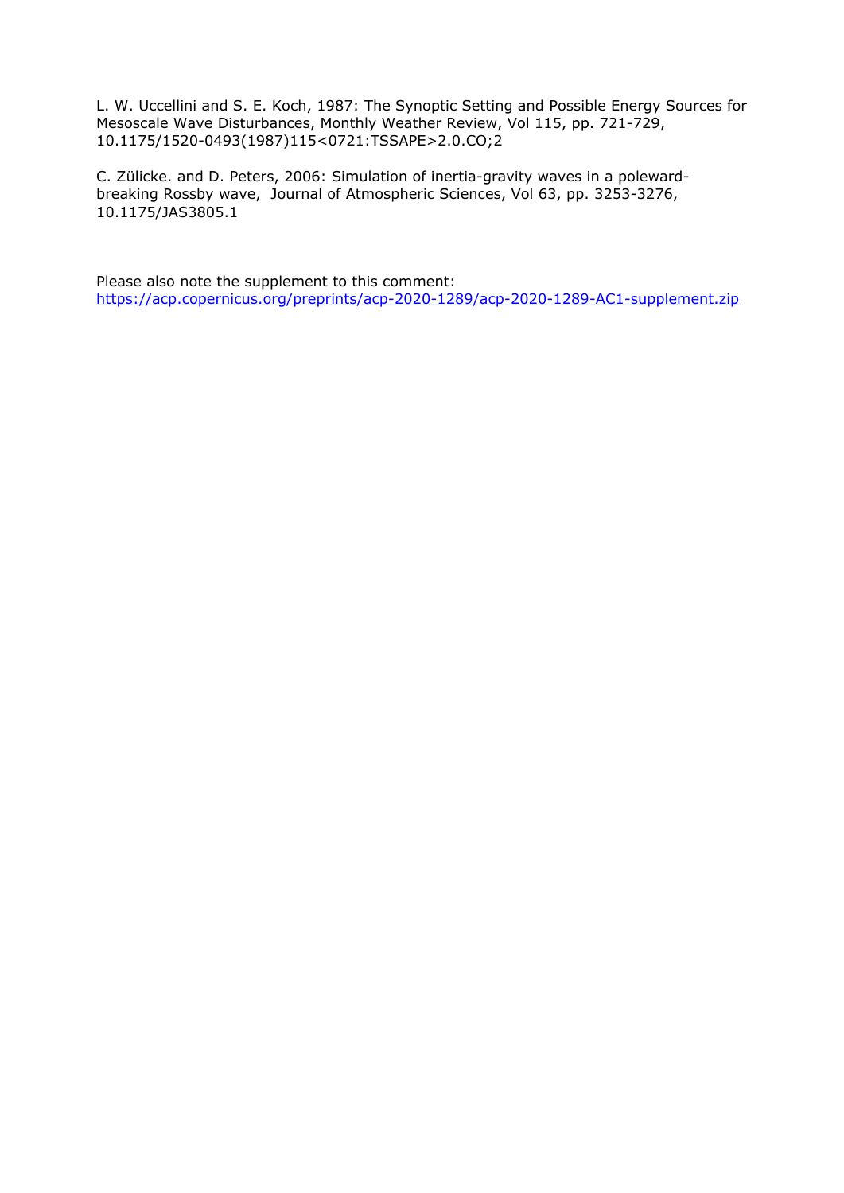L. W. Uccellini and S. E. Koch, 1987: The Synoptic Setting and Possible Energy Sources for Mesoscale Wave Disturbances, Monthly Weather Review, Vol 115, pp. 721-729, 10.1175/1520-0493(1987)115<0721:TSSAPE>2.0.CO;2

C. Zülicke. and D. Peters, 2006: Simulation of inertia-gravity waves in a poleward-breaking Rossby wave, Journal of Atmospheric Sciences, Vol 63, pp. 3253-3276, 10.1175/JAS3805.1

Please also note the supplement to this comment:
https://acp.copernicus.org/preprints/acp-2020-1289/acp-2020-1289-AC1-supplement.zip